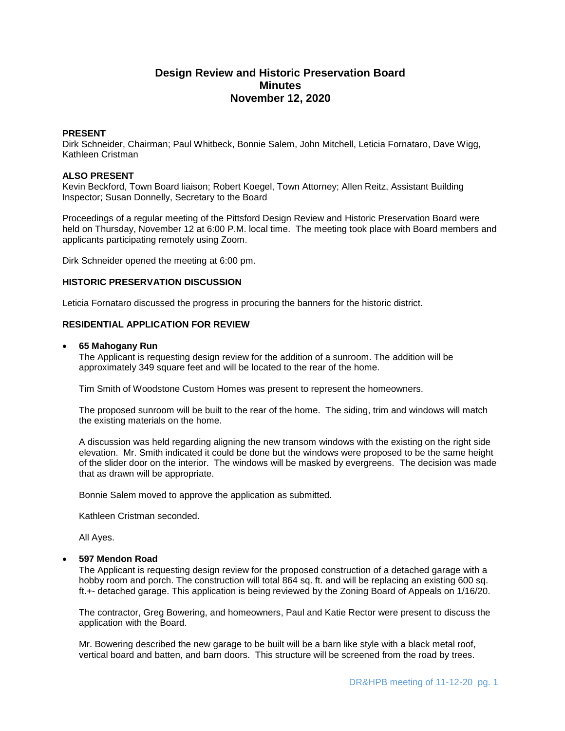# Design Review and Historic Preservation Board
# Minutes
# November 12, 2020

**PRESENT**
Dirk Schneider, Chairman; Paul Whitbeck, Bonnie Salem, John Mitchell, Leticia Fornataro, Dave Wigg, Kathleen Cristman

**ALSO PRESENT**
Kevin Beckford, Town Board liaison; Robert Koegel, Town Attorney; Allen Reitz, Assistant Building Inspector; Susan Donnelly, Secretary to the Board

Proceedings of a regular meeting of the Pittsford Design Review and Historic Preservation Board were held on Thursday, November 12 at 6:00 P.M. local time. The meeting took place with Board members and applicants participating remotely using Zoom.

Dirk Schneider opened the meeting at 6:00 pm.

**HISTORIC PRESERVATION DISCUSSION**

Leticia Fornataro discussed the progress in procuring the banners for the historic district.

**RESIDENTIAL APPLICATION FOR REVIEW**

- **65 Mahogany Run**
  The Applicant is requesting design review for the addition of a sunroom. The addition will be approximately 349 square feet and will be located to the rear of the home.

  Tim Smith of Woodstone Custom Homes was present to represent the homeowners.

  The proposed sunroom will be built to the rear of the home. The siding, trim and windows will match the existing materials on the home.

  A discussion was held regarding aligning the new transom windows with the existing on the right side elevation. Mr. Smith indicated it could be done but the windows were proposed to be the same height of the slider door on the interior. The windows will be masked by evergreens. The decision was made that as drawn will be appropriate.

  Bonnie Salem moved to approve the application as submitted.

  Kathleen Cristman seconded.

  All Ayes.

- **597 Mendon Road**
  The Applicant is requesting design review for the proposed construction of a detached garage with a hobby room and porch. The construction will total 864 sq. ft. and will be replacing an existing 600 sq. ft.+- detached garage. This application is being reviewed by the Zoning Board of Appeals on 1/16/20.

  The contractor, Greg Bowering, and homeowners, Paul and Katie Rector were present to discuss the application with the Board.

  Mr. Bowering described the new garage to be built will be a barn like style with a black metal roof, vertical board and batten, and barn doors. This structure will be screened from the road by trees.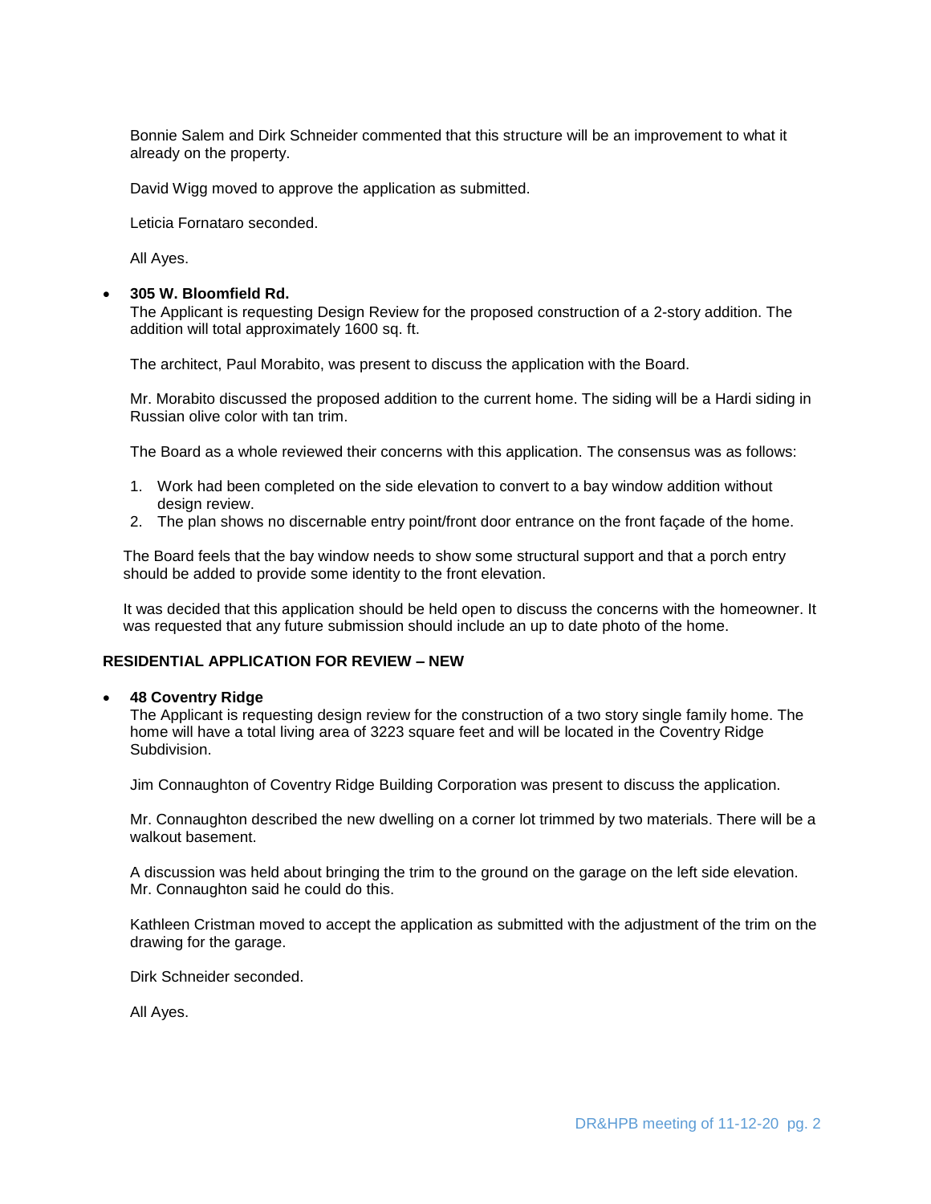Bonnie Salem and Dirk Schneider commented that this structure will be an improvement to what it already on the property.

David Wigg moved to approve the application as submitted.

Leticia Fornataro seconded.

All Ayes.

- **305 W. Bloomfield Rd.**

  The Applicant is requesting Design Review for the proposed construction of a 2-story addition. The addition will total approximately 1600 sq. ft.

  The architect, Paul Morabito, was present to discuss the application with the Board.

  Mr. Morabito discussed the proposed addition to the current home. The siding will be a Hardi siding in Russian olive color with tan trim.

  The Board as a whole reviewed their concerns with this application. The consensus was as follows:

  1. Work had been completed on the side elevation to convert to a bay window addition without design review.
  2. The plan shows no discernable entry point/front door entrance on the front façade of the home.

  The Board feels that the bay window needs to show some structural support and that a porch entry should be added to provide some identity to the front elevation.

  It was decided that this application should be held open to discuss the concerns with the homeowner. It was requested that any future submission should include an up to date photo of the home.

## RESIDENTIAL APPLICATION FOR REVIEW – NEW

- **48 Coventry Ridge**

  The Applicant is requesting design review for the construction of a two story single family home. The home will have a total living area of 3223 square feet and will be located in the Coventry Ridge Subdivision.

  Jim Connaughton of Coventry Ridge Building Corporation was present to discuss the application.

  Mr. Connaughton described the new dwelling on a corner lot trimmed by two materials. There will be a walkout basement.

  A discussion was held about bringing the trim to the ground on the garage on the left side elevation. Mr. Connaughton said he could do this.

  Kathleen Cristman moved to accept the application as submitted with the adjustment of the trim on the drawing for the garage.

  Dirk Schneider seconded.

  All Ayes.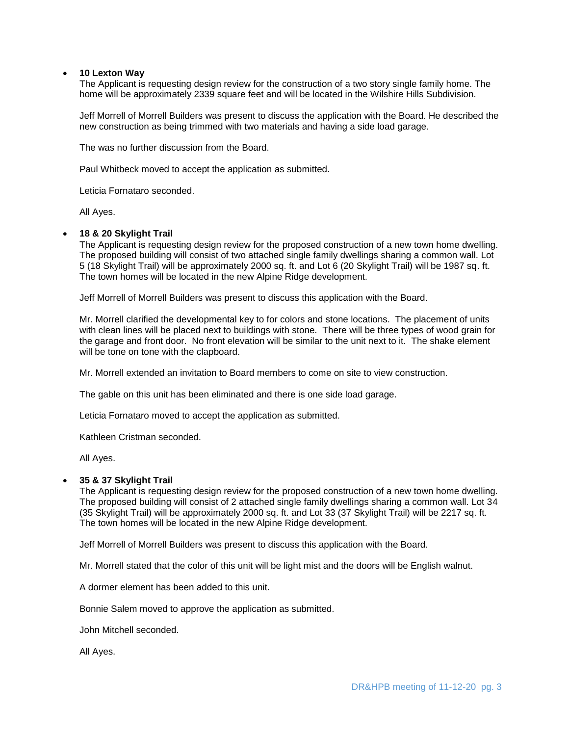- **10 Lexton Way**

  The Applicant is requesting design review for the construction of a two story single family home. The home will be approximately 2339 square feet and will be located in the Wilshire Hills Subdivision.

  Jeff Morrell of Morrell Builders was present to discuss the application with the Board. He described the new construction as being trimmed with two materials and having a side load garage.

  The was no further discussion from the Board.

  Paul Whitbeck moved to accept the application as submitted.

  Leticia Fornataro seconded.

  All Ayes.

- **18 & 20 Skylight Trail**

  The Applicant is requesting design review for the proposed construction of a new town home dwelling. The proposed building will consist of two attached single family dwellings sharing a common wall. Lot 5 (18 Skylight Trail) will be approximately 2000 sq. ft. and Lot 6 (20 Skylight Trail) will be 1987 sq. ft. The town homes will be located in the new Alpine Ridge development.

  Jeff Morrell of Morrell Builders was present to discuss this application with the Board.

  Mr. Morrell clarified the developmental key to for colors and stone locations. The placement of units with clean lines will be placed next to buildings with stone. There will be three types of wood grain for the garage and front door. No front elevation will be similar to the unit next to it. The shake element will be tone on tone with the clapboard.

  Mr. Morrell extended an invitation to Board members to come on site to view construction.

  The gable on this unit has been eliminated and there is one side load garage.

  Leticia Fornataro moved to accept the application as submitted.

  Kathleen Cristman seconded.

  All Ayes.

- **35 & 37 Skylight Trail**

  The Applicant is requesting design review for the proposed construction of a new town home dwelling. The proposed building will consist of 2 attached single family dwellings sharing a common wall. Lot 34 (35 Skylight Trail) will be approximately 2000 sq. ft. and Lot 33 (37 Skylight Trail) will be 2217 sq. ft. The town homes will be located in the new Alpine Ridge development.

  Jeff Morrell of Morrell Builders was present to discuss this application with the Board.

  Mr. Morrell stated that the color of this unit will be light mist and the doors will be English walnut.

  A dormer element has been added to this unit.

  Bonnie Salem moved to approve the application as submitted.

  John Mitchell seconded.

  All Ayes.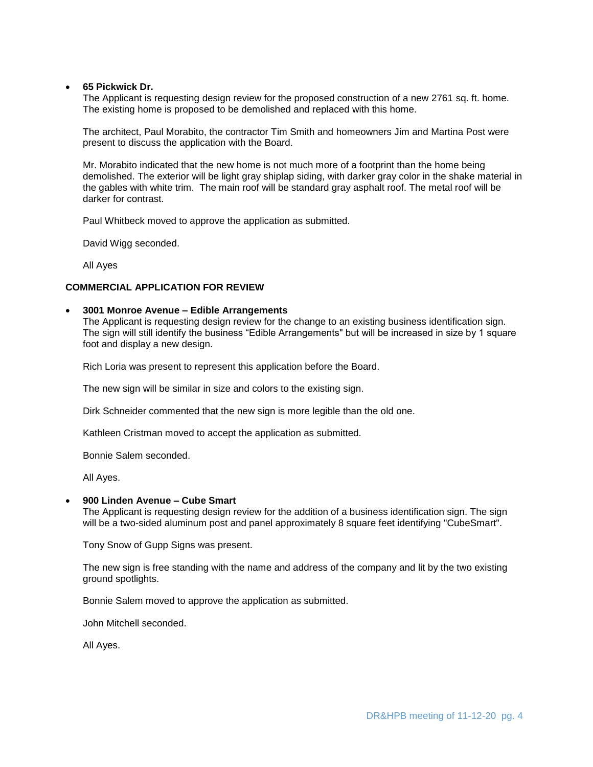- **65 Pickwick Dr.**

  The Applicant is requesting design review for the proposed construction of a new 2761 sq. ft. home. The existing home is proposed to be demolished and replaced with this home.

  The architect, Paul Morabito, the contractor Tim Smith and homeowners Jim and Martina Post were present to discuss the application with the Board.

  Mr. Morabito indicated that the new home is not much more of a footprint than the home being demolished. The exterior will be light gray shiplap siding, with darker gray color in the shake material in the gables with white trim. The main roof will be standard gray asphalt roof. The metal roof will be darker for contrast.

  Paul Whitbeck moved to approve the application as submitted.

  David Wigg seconded.

  All Ayes

**COMMERCIAL APPLICATION FOR REVIEW**

- **3001 Monroe Avenue – Edible Arrangements**

  The Applicant is requesting design review for the change to an existing business identification sign. The sign will still identify the business "Edible Arrangements" but will be increased in size by 1 square foot and display a new design.

  Rich Loria was present to represent this application before the Board.

  The new sign will be similar in size and colors to the existing sign.

  Dirk Schneider commented that the new sign is more legible than the old one.

  Kathleen Cristman moved to accept the application as submitted.

  Bonnie Salem seconded.

  All Ayes.

- **900 Linden Avenue – Cube Smart**

  The Applicant is requesting design review for the addition of a business identification sign. The sign will be a two-sided aluminum post and panel approximately 8 square feet identifying "CubeSmart".

  Tony Snow of Gupp Signs was present.

  The new sign is free standing with the name and address of the company and lit by the two existing ground spotlights.

  Bonnie Salem moved to approve the application as submitted.

  John Mitchell seconded.

  All Ayes.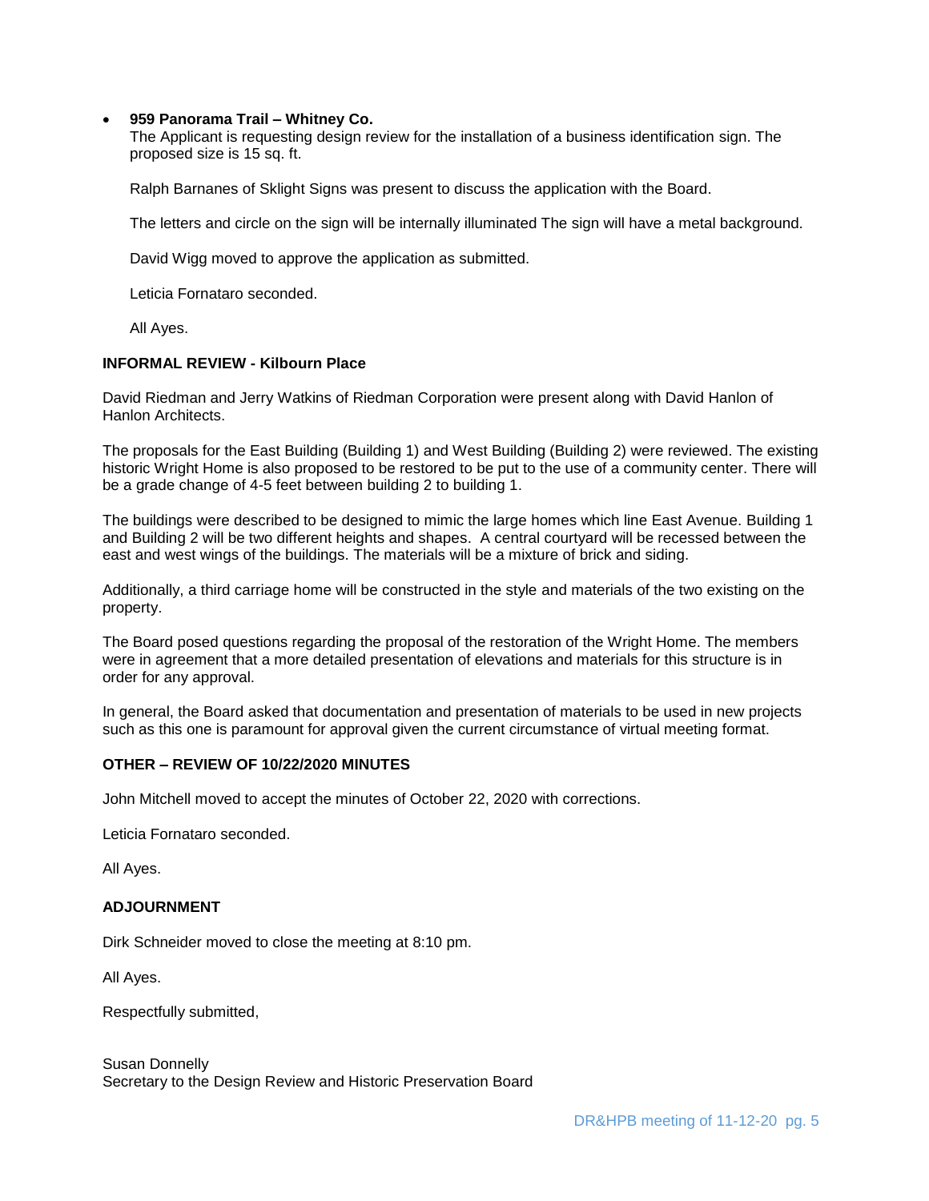- **959 Panorama Trail – Whitney Co.**
  The Applicant is requesting design review for the installation of a business identification sign. The proposed size is 15 sq. ft.

  Ralph Barnanes of Sklight Signs was present to discuss the application with the Board.

  The letters and circle on the sign will be internally illuminated The sign will have a metal background.

  David Wigg moved to approve the application as submitted.

  Leticia Fornataro seconded.

  All Ayes.

**INFORMAL REVIEW - Kilbourn Place**

David Riedman and Jerry Watkins of Riedman Corporation were present along with David Hanlon of Hanlon Architects.

The proposals for the East Building (Building 1) and West Building (Building 2) were reviewed. The existing historic Wright Home is also proposed to be restored to be put to the use of a community center. There will be a grade change of 4-5 feet between building 2 to building 1.

The buildings were described to be designed to mimic the large homes which line East Avenue. Building 1 and Building 2 will be two different heights and shapes. A central courtyard will be recessed between the east and west wings of the buildings. The materials will be a mixture of brick and siding.

Additionally, a third carriage home will be constructed in the style and materials of the two existing on the property.

The Board posed questions regarding the proposal of the restoration of the Wright Home. The members were in agreement that a more detailed presentation of elevations and materials for this structure is in order for any approval.

In general, the Board asked that documentation and presentation of materials to be used in new projects such as this one is paramount for approval given the current circumstance of virtual meeting format.

**OTHER – REVIEW OF 10/22/2020 MINUTES**

John Mitchell moved to accept the minutes of October 22, 2020 with corrections.

Leticia Fornataro seconded.

All Ayes.

**ADJOURNMENT**

Dirk Schneider moved to close the meeting at 8:10 pm.

All Ayes.

Respectfully submitted,

Susan Donnelly
Secretary to the Design Review and Historic Preservation Board